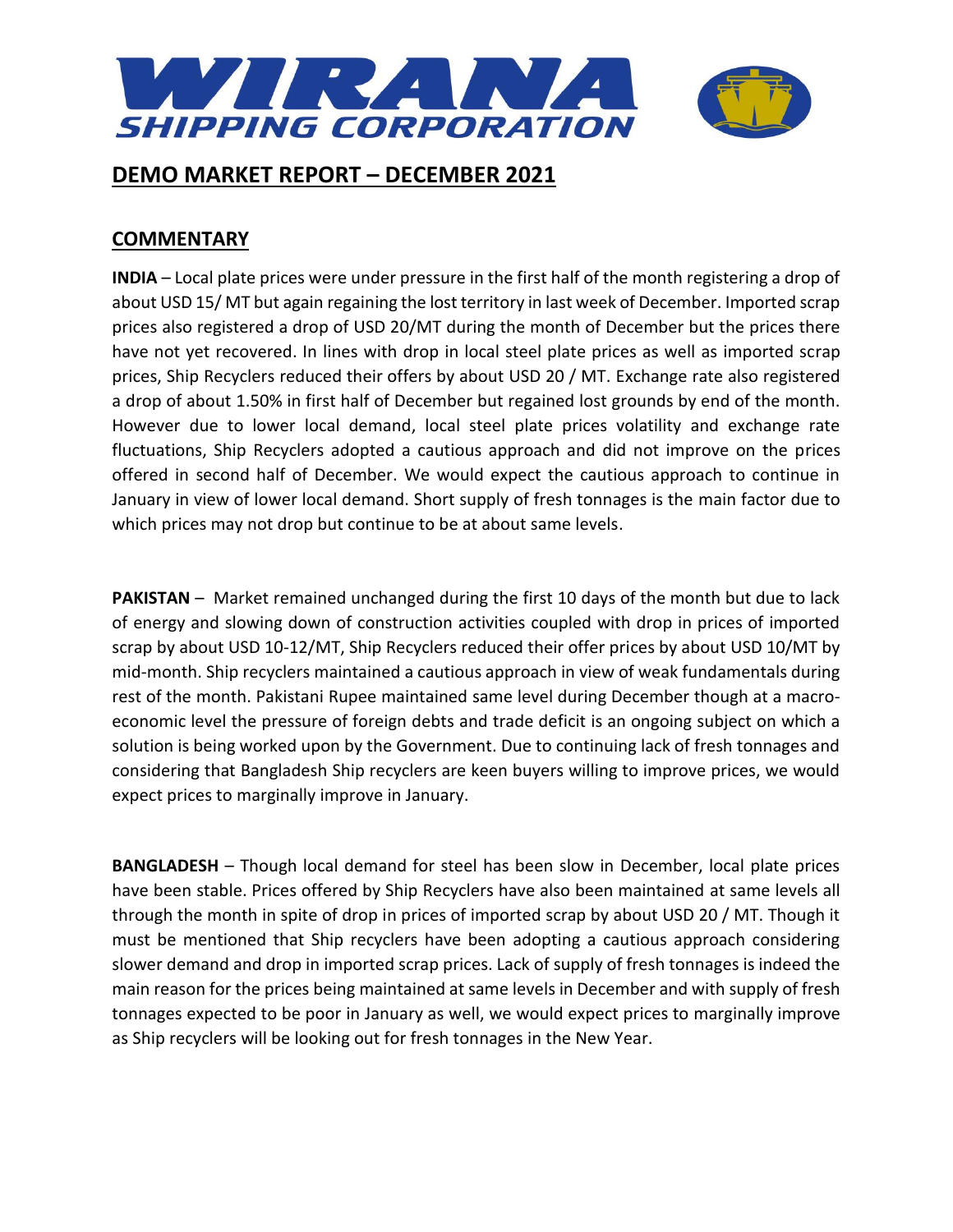# WIRANA SHIPPING CORPORATION

## DEMO MARKET REPORT – DECEMBER 2021

### COMMENTARY

**INDIA** – Local plate prices were under pressure in the first half of the month registering a drop of about USD 15/ MT but again regaining the lost territory in last week of December. Imported scrap prices also registered a drop of USD 20/MT during the month of December but the prices there have not yet recovered. In lines with drop in local steel plate prices as well as imported scrap prices, Ship Recyclers reduced their offers by about USD 20 / MT. Exchange rate also registered a drop of about 1.50% in first half of December but regained lost grounds by end of the month. However due to lower local demand, local steel plate prices volatility and exchange rate fluctuations, Ship Recyclers adopted a cautious approach and did not improve on the prices offered in second half of December. We would expect the cautious approach to continue in January in view of lower local demand. Short supply of fresh tonnages is the main factor due to which prices may not drop but continue to be at about same levels.

**PAKISTAN** – Market remained unchanged during the first 10 days of the month but due to lack of energy and slowing down of construction activities coupled with drop in prices of imported scrap by about USD 10-12/MT, Ship Recyclers reduced their offer prices by about USD 10/MT by mid-month. Ship recyclers maintained a cautious approach in view of weak fundamentals during rest of the month. Pakistani Rupee maintained same level during December though at a macro-economic level the pressure of foreign debts and trade deficit is an ongoing subject on which a solution is being worked upon by the Government. Due to continuing lack of fresh tonnages and considering that Bangladesh Ship recyclers are keen buyers willing to improve prices, we would expect prices to marginally improve in January.

**BANGLADESH** – Though local demand for steel has been slow in December, local plate prices have been stable. Prices offered by Ship Recyclers have also been maintained at same levels all through the month in spite of drop in prices of imported scrap by about USD 20 / MT. Though it must be mentioned that Ship recyclers have been adopting a cautious approach considering slower demand and drop in imported scrap prices. Lack of supply of fresh tonnages is indeed the main reason for the prices being maintained at same levels in December and with supply of fresh tonnages expected to be poor in January as well, we would expect prices to marginally improve as Ship recyclers will be looking out for fresh tonnages in the New Year.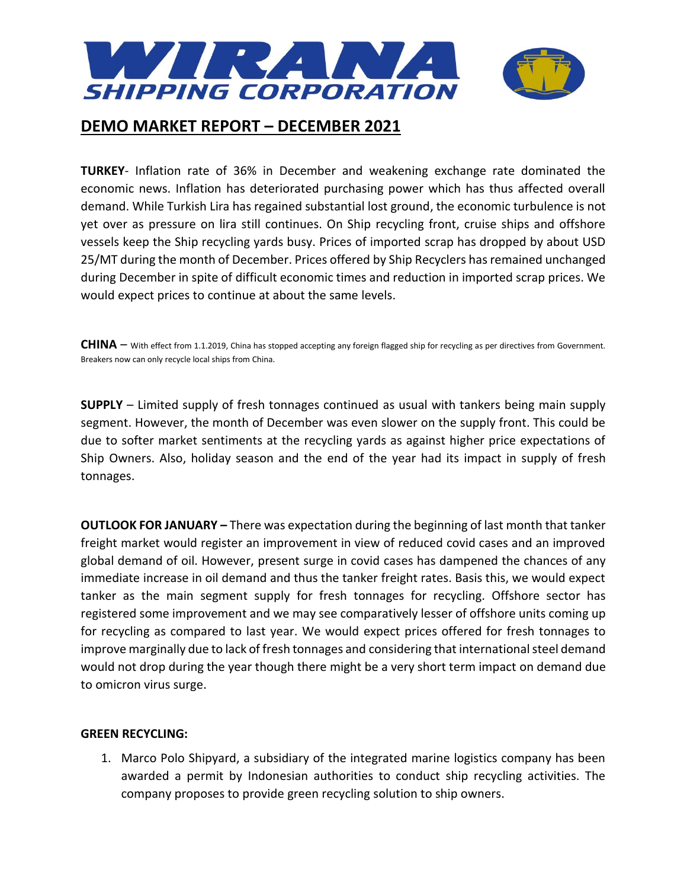# WIRANA SHIPPING CORPORATION

## DEMO MARKET REPORT – DECEMBER 2021

**TURKEY**- Inflation rate of 36% in December and weakening exchange rate dominated the economic news. Inflation has deteriorated purchasing power which has thus affected overall demand. While Turkish Lira has regained substantial lost ground, the economic turbulence is not yet over as pressure on lira still continues. On Ship recycling front, cruise ships and offshore vessels keep the Ship recycling yards busy. Prices of imported scrap has dropped by about USD 25/MT during the month of December. Prices offered by Ship Recyclers has remained unchanged during December in spite of difficult economic times and reduction in imported scrap prices. We would expect prices to continue at about the same levels.

**CHINA** – With effect from 1.1.2019, China has stopped accepting any foreign flagged ship for recycling as per directives from Government. Breakers now can only recycle local ships from China.

**SUPPLY** – Limited supply of fresh tonnages continued as usual with tankers being main supply segment. However, the month of December was even slower on the supply front. This could be due to softer market sentiments at the recycling yards as against higher price expectations of Ship Owners. Also, holiday season and the end of the year had its impact in supply of fresh tonnages.

**OUTLOOK FOR JANUARY –** There was expectation during the beginning of last month that tanker freight market would register an improvement in view of reduced covid cases and an improved global demand of oil. However, present surge in covid cases has dampened the chances of any immediate increase in oil demand and thus the tanker freight rates. Basis this, we would expect tanker as the main segment supply for fresh tonnages for recycling. Offshore sector has registered some improvement and we may see comparatively lesser of offshore units coming up for recycling as compared to last year. We would expect prices offered for fresh tonnages to improve marginally due to lack of fresh tonnages and considering that international steel demand would not drop during the year though there might a very short term impact on demand due to omicron virus surge.

**GREEN RECYCLING:**

1. Marco Polo Shipyard, a subsidiary of the integrated marine logistics company has been awarded a permit by Indonesian authorities to conduct ship recycling activities. The company proposes to provide green recycling solution to ship owners.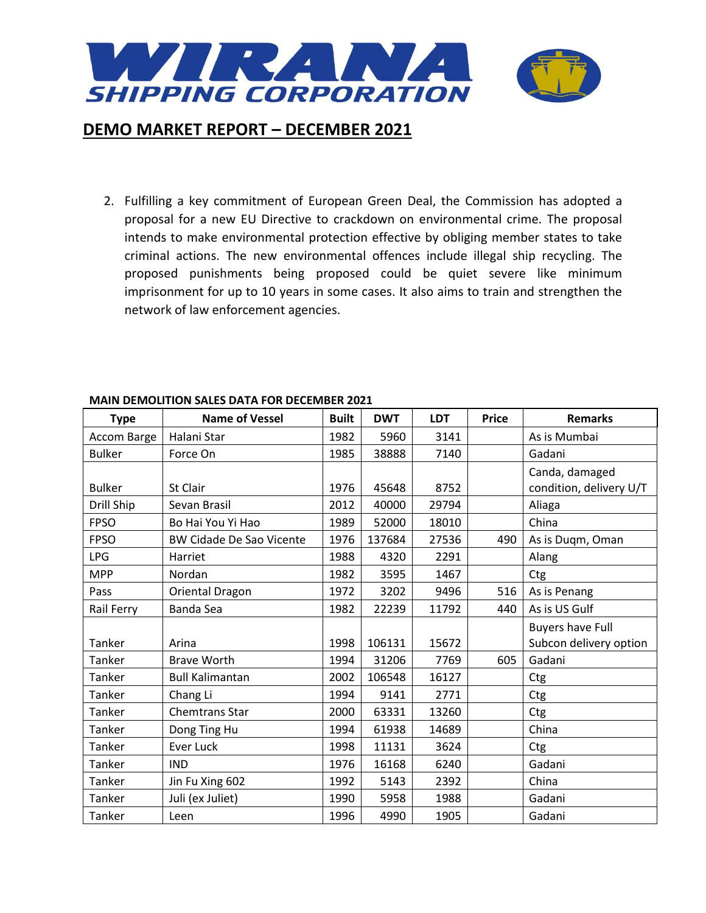# WIRANA SHIPPING CORPORATION

## DEMO MARKET REPORT – DECEMBER 2021

2. Fulfilling a key commitment of European Green Deal, the Commission has adopted a proposal for a new EU Directive to crackdown on environmental crime. The proposal intends to make environmental protection effective by obliging member states to take criminal actions. The new environmental offences include illegal ship recycling. The proposed punishments being proposed could be quiet severe like minimum imprisonment for up to 10 years in some cases. It also aims to train and strengthen the network of law enforcement agencies.

**MAIN DEMOLITION SALES DATA FOR DECEMBER 2021**

| Type | Name of Vessel | Built | DWT | LDT | Price | Remarks |
|---|---|---|---|---|---|---|
| Accom Barge | Halani Star | 1982 | 5960 | 3141 | | As is Mumbai |
| Bulker | Force On | 1985 | 38888 | 7140 | | Gadani |
| Bulker | St Clair | 1976 | 45648 | 8752 | | Canda, damaged condition, delivery U/T |
| Drill Ship | Sevan Brasil | 2012 | 40000 | 29794 | | Aliaga |
| FPSO | Bo Hai You Yi Hao | 1989 | 52000 | 18010 | | China |
| FPSO | BW Cidade De Sao Vicente | 1976 | 137684 | 27536 | 490 | As is Duqm, Oman |
| LPG | Harriet | 1988 | 4320 | 2291 | | Alang |
| MPP | Nordan | 1982 | 3595 | 1467 | | Ctg |
| Pass | Oriental Dragon | 1972 | 3202 | 9496 | 516 | As is Penang |
| Rail Ferry | Banda Sea | 1982 | 22239 | 11792 | 440 | As is US Gulf |
| Tanker | Arina | 1998 | 106131 | 15672 | | Buyers have Full Subcon delivery option |
| Tanker | Brave Worth | 1994 | 31206 | 7769 | 605 | Gadani |
| Tanker | Bull Kalimantan | 2002 | 106548 | 16127 | | Ctg |
| Tanker | Chang Li | 1994 | 9141 | 2771 | | Ctg |
| Tanker | Chemtrans Star | 2000 | 63331 | 13260 | | Ctg |
| Tanker | Dong Ting Hu | 1994 | 61938 | 14689 | | China |
| Tanker | Ever Luck | 1998 | 11131 | 3624 | | Ctg |
| Tanker | IND | 1976 | 16168 | 6240 | | Gadani |
| Tanker | Jin Fu Xing 602 | 1992 | 5143 | 2392 | | China |
| Tanker | Juli (ex Juliet) | 1990 | 5958 | 1988 | | Gadani |
| Tanker | Leen | 1996 | 4990 | 1905 | | Gadani |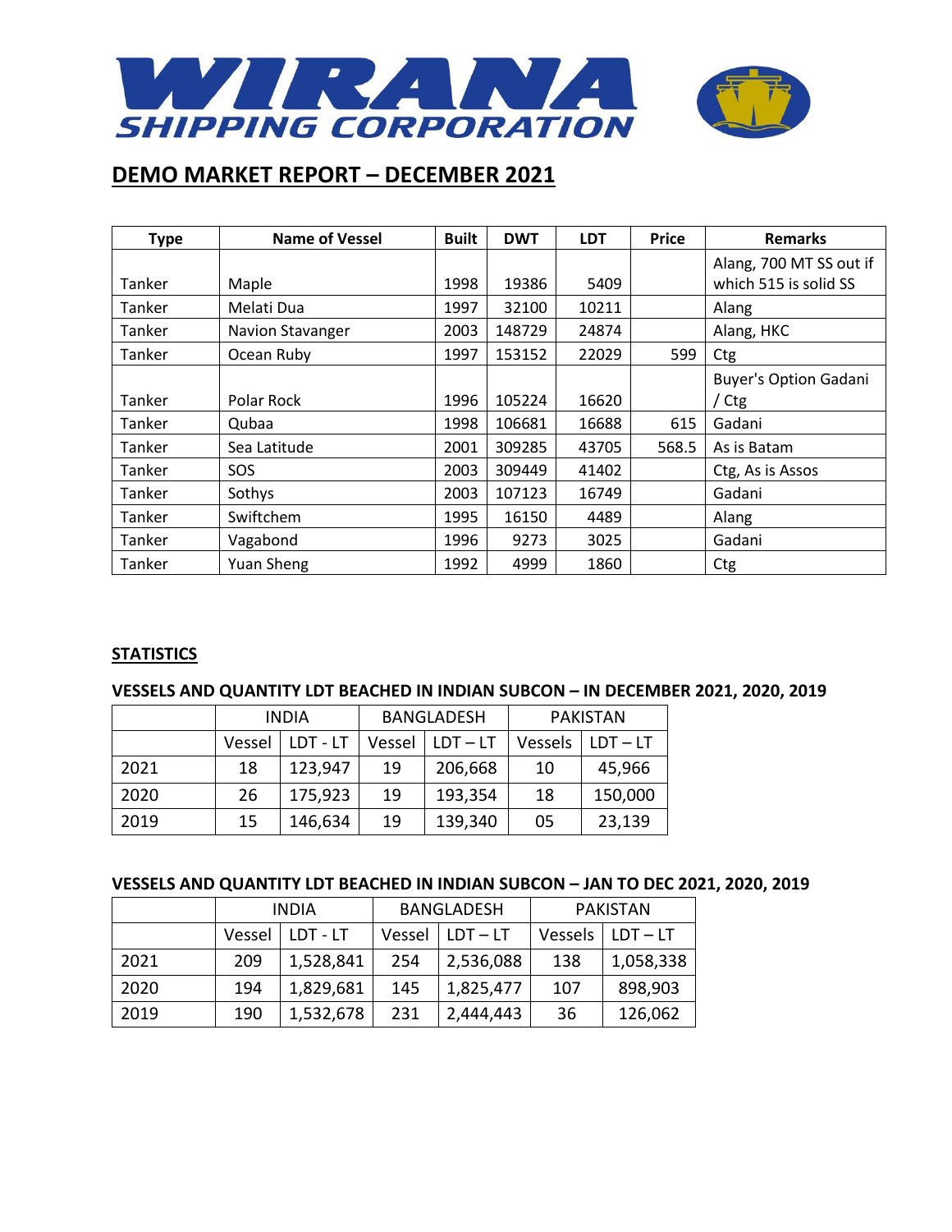# WIRANA SHIPPING CORPORATION

## DEMO MARKET REPORT – DECEMBER 2021

| Type | Name of Vessel | Built | DWT | LDT | Price | Remarks |
|---|---|---|---|---|---|---|
| Tanker | Maple | 1998 | 19386 | 5409 | | Alang, 700 MT SS out if which 515 is solid SS |
| Tanker | Melati Dua | 1997 | 32100 | 10211 | | Alang |
| Tanker | Navion Stavanger | 2003 | 148729 | 24874 | | Alang, HKC |
| Tanker | Ocean Ruby | 1997 | 153152 | 22029 | 599 | Ctg |
| Tanker | Polar Rock | 1996 | 105224 | 16620 | | Buyer's Option Gadani / Ctg |
| Tanker | Qubaa | 1998 | 106681 | 16688 | 615 | Gadani |
| Tanker | Sea Latitude | 2001 | 309285 | 43705 | 568.5 | As is Batam |
| Tanker | SOS | 2003 | 309449 | 41402 | | Ctg, As is Assos |
| Tanker | Sothys | 2003 | 107123 | 16749 | | Gadani |
| Tanker | Swiftchem | 1995 | 16150 | 4489 | | Alang |
| Tanker | Vagabond | 1996 | 9273 | 3025 | | Gadani |
| Tanker | Yuan Sheng | 1992 | 4999 | 1860 | | Ctg |

## STATISTICS

### VESSELS AND QUANTITY LDT BEACHED IN INDIAN SUBCON – IN DECEMBER 2021, 2020, 2019

| | INDIA | | BANGLADESH | | PAKISTAN | |
|---|---|---|---|---|---|---|
| | Vessel | LDT - LT | Vessel | LDT – LT | Vessels | LDT – LT |
| 2021 | 18 | 123,947 | 19 | 206,668 | 10 | 45,966 |
| 2020 | 26 | 175,923 | 19 | 193,354 | 18 | 150,000 |
| 2019 | 15 | 146,634 | 19 | 139,340 | 05 | 23,139 |

### VESSELS AND QUANTITY LDT BEACHED IN INDIAN SUBCON – JAN TO DEC 2021, 2020, 2019

| | INDIA | | BANGLADESH | | PAKISTAN | |
|---|---|---|---|---|---|---|
| | Vessel | LDT - LT | Vessel | LDT – LT | Vessels | LDT – LT |
| 2021 | 209 | 1,528,841 | 254 | 2,536,088 | 138 | 1,058,338 |
| 2020 | 194 | 1,829,681 | 145 | 1,825,477 | 107 | 898,903 |
| 2019 | 190 | 1,532,678 | 231 | 2,444,443 | 36 | 126,062 |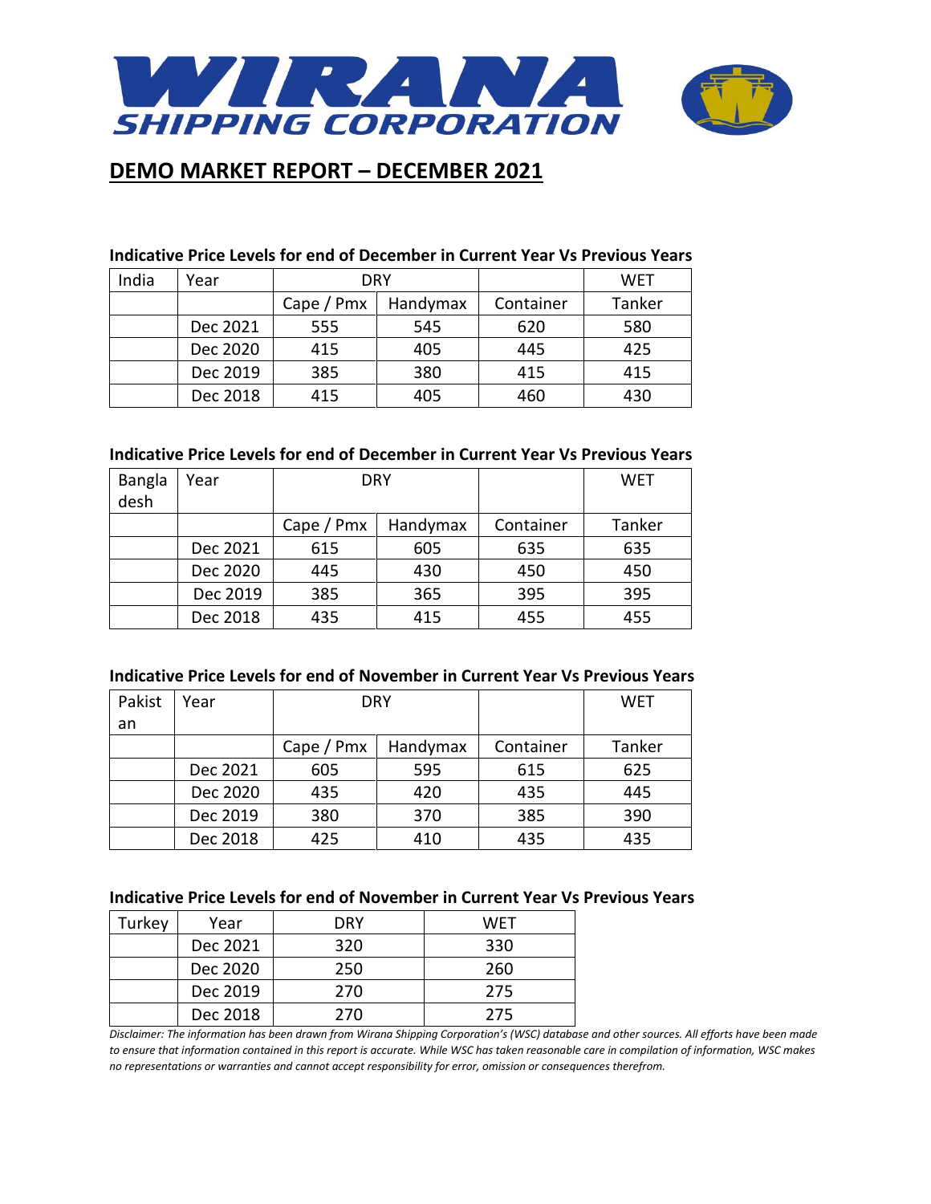# WIRANA SHIPPING CORPORATION

## DEMO MARKET REPORT – DECEMBER 2021

**Indicative Price Levels for end of December in Current Year Vs Previous Years**

| India | Year | DRY | | | WET |
|---|---|---|---|---|---|
| | | Cape / Pmx | Handymax | Container | Tanker |
| | Dec 2021 | 555 | 545 | 620 | 580 |
| | Dec 2020 | 415 | 405 | 445 | 425 |
| | Dec 2019 | 385 | 380 | 415 | 415 |
| | Dec 2018 | 415 | 405 | 460 | 430 |

**Indicative Price Levels for end of December in Current Year Vs Previous Years**

| Bangladesh | Year | DRY | | | WET |
|---|---|---|---|---|---|
| | | Cape / Pmx | Handymax | Container | Tanker |
| | Dec 2021 | 615 | 605 | 635 | 635 |
| | Dec 2020 | 445 | 430 | 450 | 450 |
| | Dec 2019 | 385 | 365 | 395 | 395 |
| | Dec 2018 | 435 | 415 | 455 | 455 |

**Indicative Price Levels for end of November in Current Year Vs Previous Years**

| Pakistan | Year | DRY | | | WET |
|---|---|---|---|---|---|
| | | Cape / Pmx | Handymax | Container | Tanker |
| | Dec 2021 | 605 | 595 | 615 | 625 |
| | Dec 2020 | 435 | 420 | 435 | 445 |
| | Dec 2019 | 380 | 370 | 385 | 390 |
| | Dec 2018 | 425 | 410 | 435 | 435 |

**Indicative Price Levels for end of November in Current Year Vs Previous Years**

| Turkey | Year | DRY | WET |
|---|---|---|---|
| | Dec 2021 | 320 | 330 |
| | Dec 2020 | 250 | 260 |
| | Dec 2019 | 270 | 275 |
| | Dec 2018 | 270 | 275 |

*Disclaimer: The information has been drawn from Wirana Shipping Corporation's (WSC) database and other sources. All efforts have been made to ensure that information contained in this report is accurate. While WSC has taken reasonable care in compilation of information, WSC makes no representations or warranties and cannot accept responsibility for error, omission or consequences therefrom.*